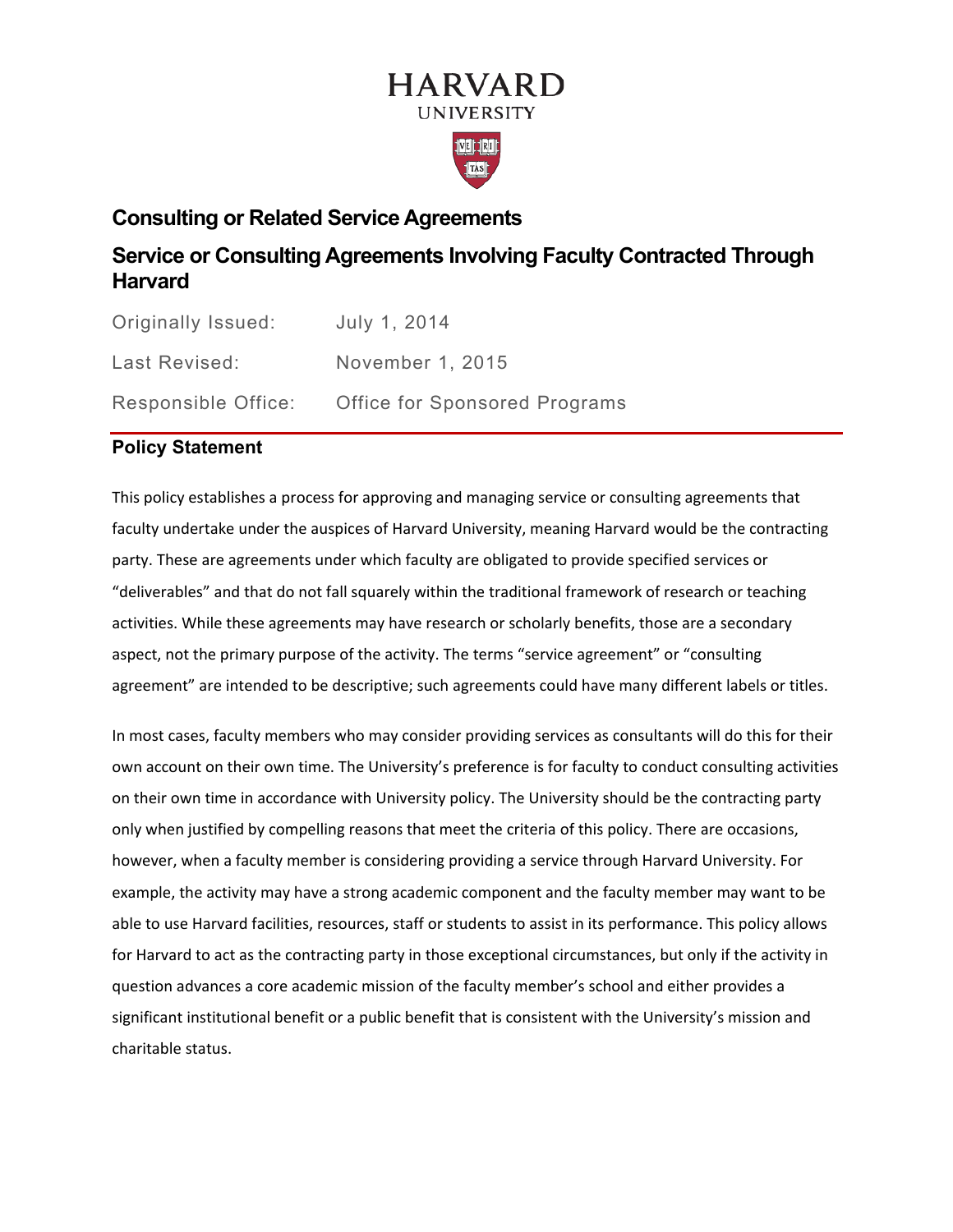HARVARD
UNIVERSITY

# Consulting or Related Service Agreements

## Service or Consulting Agreements Involving Faculty Contracted Through Harvard

| | |
|---|---|
| Originally Issued: | July 1, 2014 |
| Last Revised: | November 1, 2015 |
| Responsible Office: | Office for Sponsored Programs |

### Policy Statement

This policy establishes a process for approving and managing service or consulting agreements that faculty undertake under the auspices of Harvard University, meaning Harvard would be the contracting party. These are agreements under which faculty are obligated to provide specified services or "deliverables" and that do not fall squarely within the traditional framework of research or teaching activities. While these agreements may have research or scholarly benefits, those are a secondary aspect, not the primary purpose of the activity. The terms "service agreement" or "consulting agreement" are intended to be descriptive; such agreements could have many different labels or titles.

In most cases, faculty members who may consider providing services as consultants will do this for their own account on their own time. The University's preference is for faculty to conduct consulting activities on their own time in accordance with University policy. The University should be the contracting party only when justified by compelling reasons that meet the criteria of this policy. There are occasions, however, when a faculty member is considering providing a service through Harvard University. For example, the activity may have a strong academic component and the faculty member may want to be able to use Harvard facilities, resources, staff or students to assist in its performance. This policy allows for Harvard to act as the contracting party in those exceptional circumstances, but only if the activity in question advances a core academic mission of the faculty member's school and either provides a significant institutional benefit or a public benefit that is consistent with the University's mission and charitable status.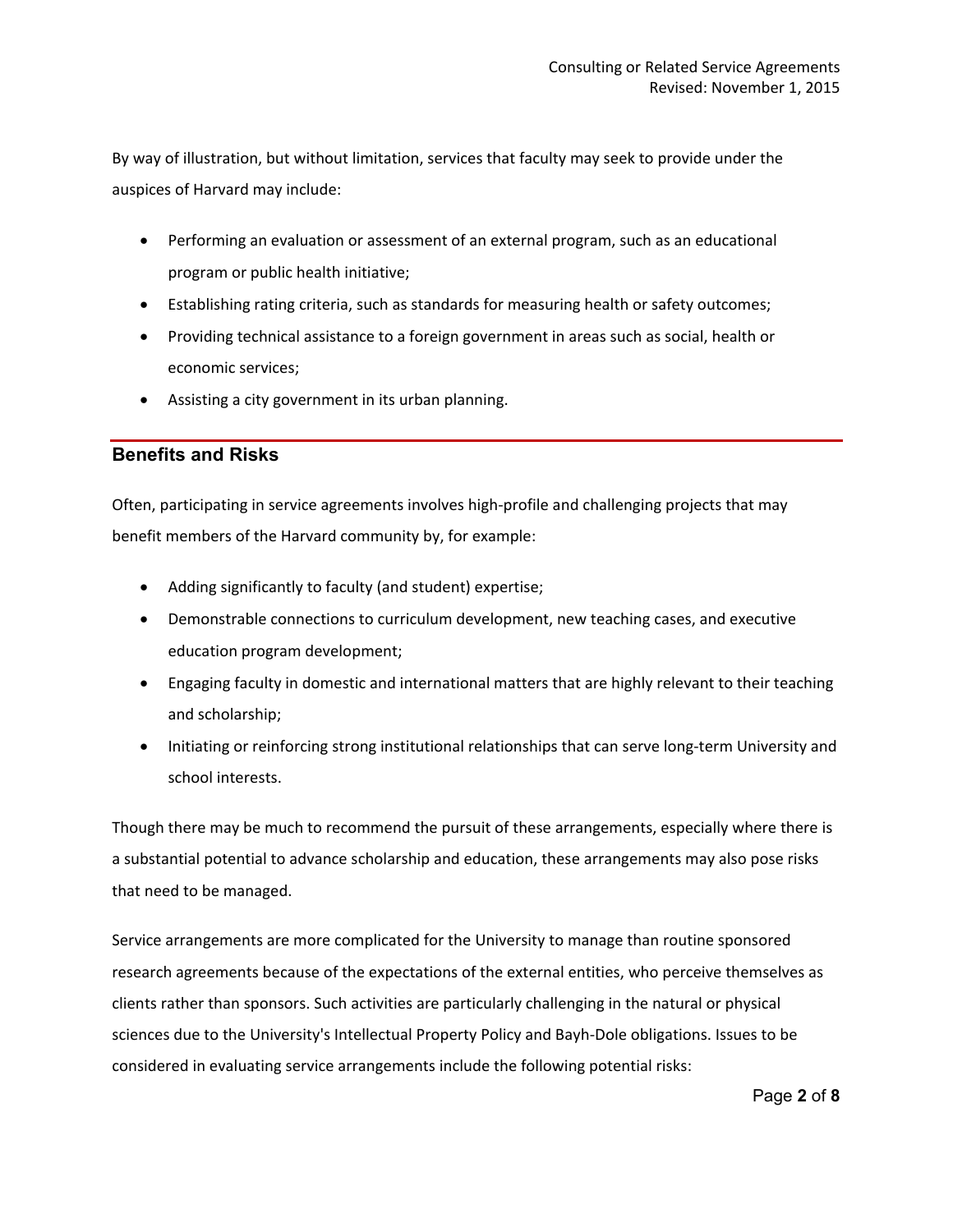By way of illustration, but without limitation, services that faculty may seek to provide under the auspices of Harvard may include:

- Performing an evaluation or assessment of an external program, such as an educational program or public health initiative;
- Establishing rating criteria, such as standards for measuring health or safety outcomes;
- Providing technical assistance to a foreign government in areas such as social, health or economic services;
- Assisting a city government in its urban planning.

## Benefits and Risks

Often, participating in service agreements involves high-profile and challenging projects that may benefit members of the Harvard community by, for example:

- Adding significantly to faculty (and student) expertise;
- Demonstrable connections to curriculum development, new teaching cases, and executive education program development;
- Engaging faculty in domestic and international matters that are highly relevant to their teaching and scholarship;
- Initiating or reinforcing strong institutional relationships that can serve long-term University and school interests.

Though there may be much to recommend the pursuit of these arrangements, especially where there is a substantial potential to advance scholarship and education, these arrangements may also pose risks that need to be managed.

Service arrangements are more complicated for the University to manage than routine sponsored research agreements because of the expectations of the external entities, who perceive themselves as clients rather than sponsors. Such activities are particularly challenging in the natural or physical sciences due to the University's Intellectual Property Policy and Bayh-Dole obligations. Issues to be considered in evaluating service arrangements include the following potential risks: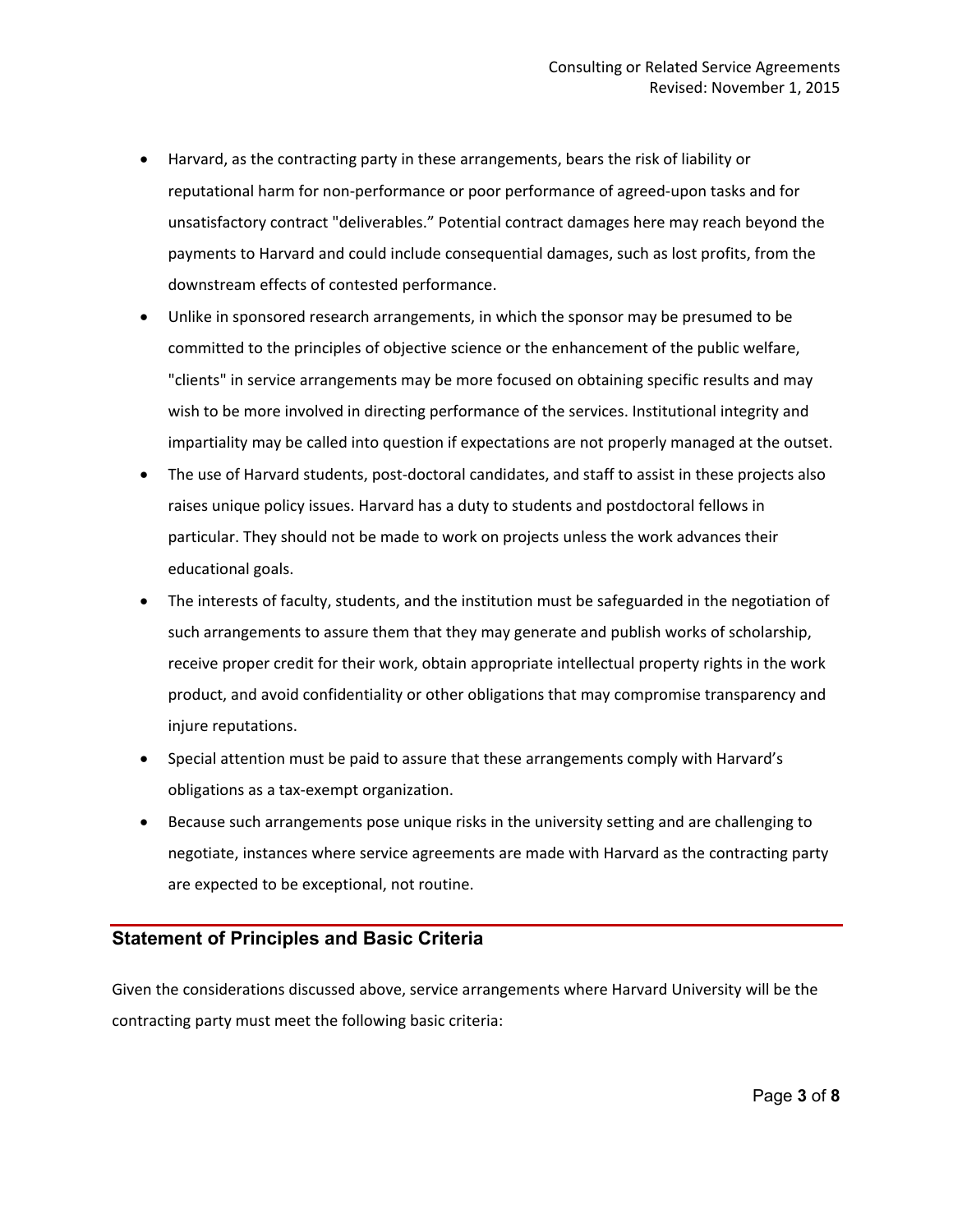- Harvard, as the contracting party in these arrangements, bears the risk of liability or reputational harm for non-performance or poor performance of agreed-upon tasks and for unsatisfactory contract "deliverables." Potential contract damages here may reach beyond the payments to Harvard and could include consequential damages, such as lost profits, from the downstream effects of contested performance.
- Unlike in sponsored research arrangements, in which the sponsor may be presumed to be committed to the principles of objective science or the enhancement of the public welfare, "clients" in service arrangements may be more focused on obtaining specific results and may wish to be more involved in directing performance of the services. Institutional integrity and impartiality may be called into question if expectations are not properly managed at the outset.
- The use of Harvard students, post-doctoral candidates, and staff to assist in these projects also raises unique policy issues. Harvard has a duty to students and postdoctoral fellows in particular. They should not be made to work on projects unless the work advances their educational goals.
- The interests of faculty, students, and the institution must be safeguarded in the negotiation of such arrangements to assure them that they may generate and publish works of scholarship, receive proper credit for their work, obtain appropriate intellectual property rights in the work product, and avoid confidentiality or other obligations that may compromise transparency and injure reputations.
- Special attention must be paid to assure that these arrangements comply with Harvard's obligations as a tax-exempt organization.
- Because such arrangements pose unique risks in the university setting and are challenging to negotiate, instances where service agreements are made with Harvard as the contracting party are expected to be exceptional, not routine.

## Statement of Principles and Basic Criteria

Given the considerations discussed above, service arrangements where Harvard University will be the contracting party must meet the following basic criteria: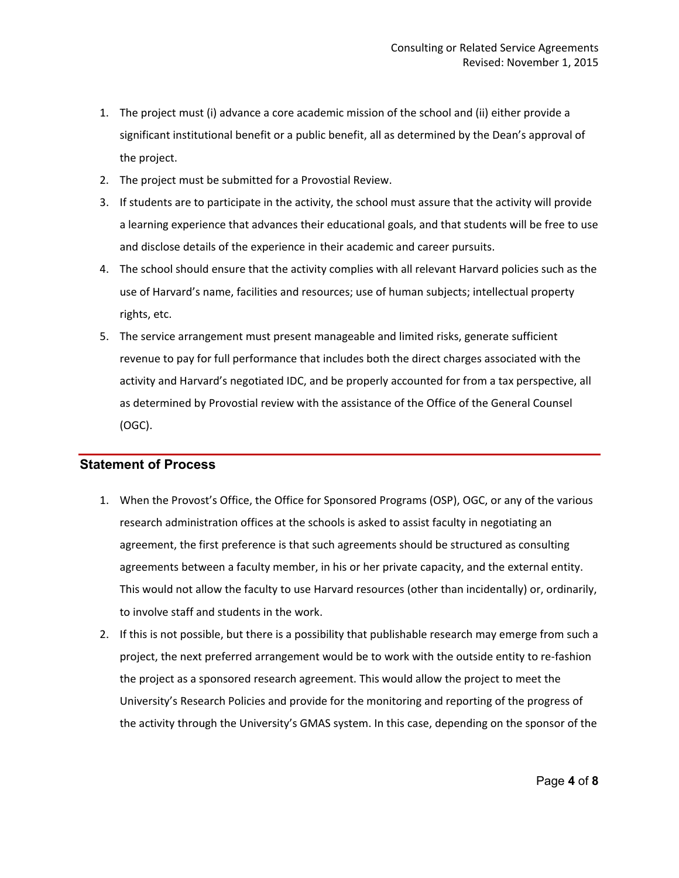1. The project must (i) advance a core academic mission of the school and (ii) either provide a significant institutional benefit or a public benefit, all as determined by the Dean's approval of the project.
2. The project must be submitted for a Provostial Review.
3. If students are to participate in the activity, the school must assure that the activity will provide a learning experience that advances their educational goals, and that students will be free to use and disclose details of the experience in their academic and career pursuits.
4. The school should ensure that the activity complies with all relevant Harvard policies such as the use of Harvard's name, facilities and resources; use of human subjects; intellectual property rights, etc.
5. The service arrangement must present manageable and limited risks, generate sufficient revenue to pay for full performance that includes both the direct charges associated with the activity and Harvard's negotiated IDC, and be properly accounted for from a tax perspective, all as determined by Provostial review with the assistance of the Office of the General Counsel (OGC).

## Statement of Process

1. When the Provost's Office, the Office for Sponsored Programs (OSP), OGC, or any of the various research administration offices at the schools is asked to assist faculty in negotiating an agreement, the first preference is that such agreements should be structured as consulting agreements between a faculty member, in his or her private capacity, and the external entity. This would not allow the faculty to use Harvard resources (other than incidentally) or, ordinarily, to involve staff and students in the work.
2. If this is not possible, but there is a possibility that publishable research may emerge from such a project, the next preferred arrangement would be to work with the outside entity to re-fashion the project as a sponsored research agreement. This would allow the project to meet the University's Research Policies and provide for the monitoring and reporting of the progress of the activity through the University's GMAS system. In this case, depending on the sponsor of the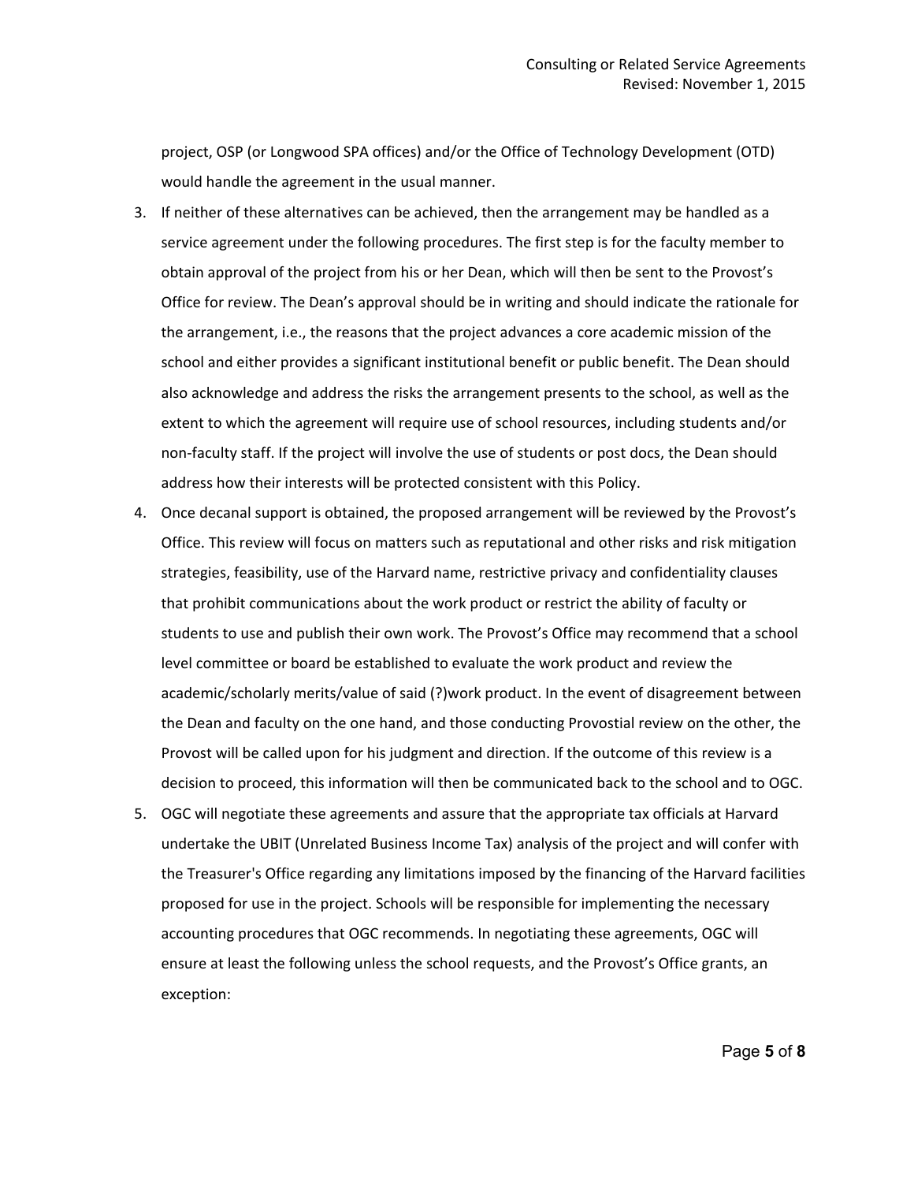project, OSP (or Longwood SPA offices) and/or the Office of Technology Development (OTD) would handle the agreement in the usual manner.

3. If neither of these alternatives can be achieved, then the arrangement may be handled as a service agreement under the following procedures. The first step is for the faculty member to obtain approval of the project from his or her Dean, which will then be sent to the Provost's Office for review. The Dean's approval should be in writing and should indicate the rationale for the arrangement, i.e., the reasons that the project advances a core academic mission of the school and either provides a significant institutional benefit or public benefit. The Dean should also acknowledge and address the risks the arrangement presents to the school, as well as the extent to which the agreement will require use of school resources, including students and/or non-faculty staff. If the project will involve the use of students or post docs, the Dean should address how their interests will be protected consistent with this Policy.
4. Once decanal support is obtained, the proposed arrangement will be reviewed by the Provost's Office. This review will focus on matters such as reputational and other risks and risk mitigation strategies, feasibility, use of the Harvard name, restrictive privacy and confidentiality clauses that prohibit communications about the work product or restrict the ability of faculty or students to use and publish their own work. The Provost's Office may recommend that a school level committee or board be established to evaluate the work product and review the academic/scholarly merits/value of said (?)work product. In the event of disagreement between the Dean and faculty on the one hand, and those conducting Provostial review on the other, the Provost will be called upon for his judgment and direction. If the outcome of this review is a decision to proceed, this information will then be communicated back to the school and to OGC.
5. OGC will negotiate these agreements and assure that the appropriate tax officials at Harvard undertake the UBIT (Unrelated Business Income Tax) analysis of the project and will confer with the Treasurer's Office regarding any limitations imposed by the financing of the Harvard facilities proposed for use in the project. Schools will be responsible for implementing the necessary accounting procedures that OGC recommends. In negotiating these agreements, OGC will ensure at least the following unless the school requests, and the Provost's Office grants, an exception: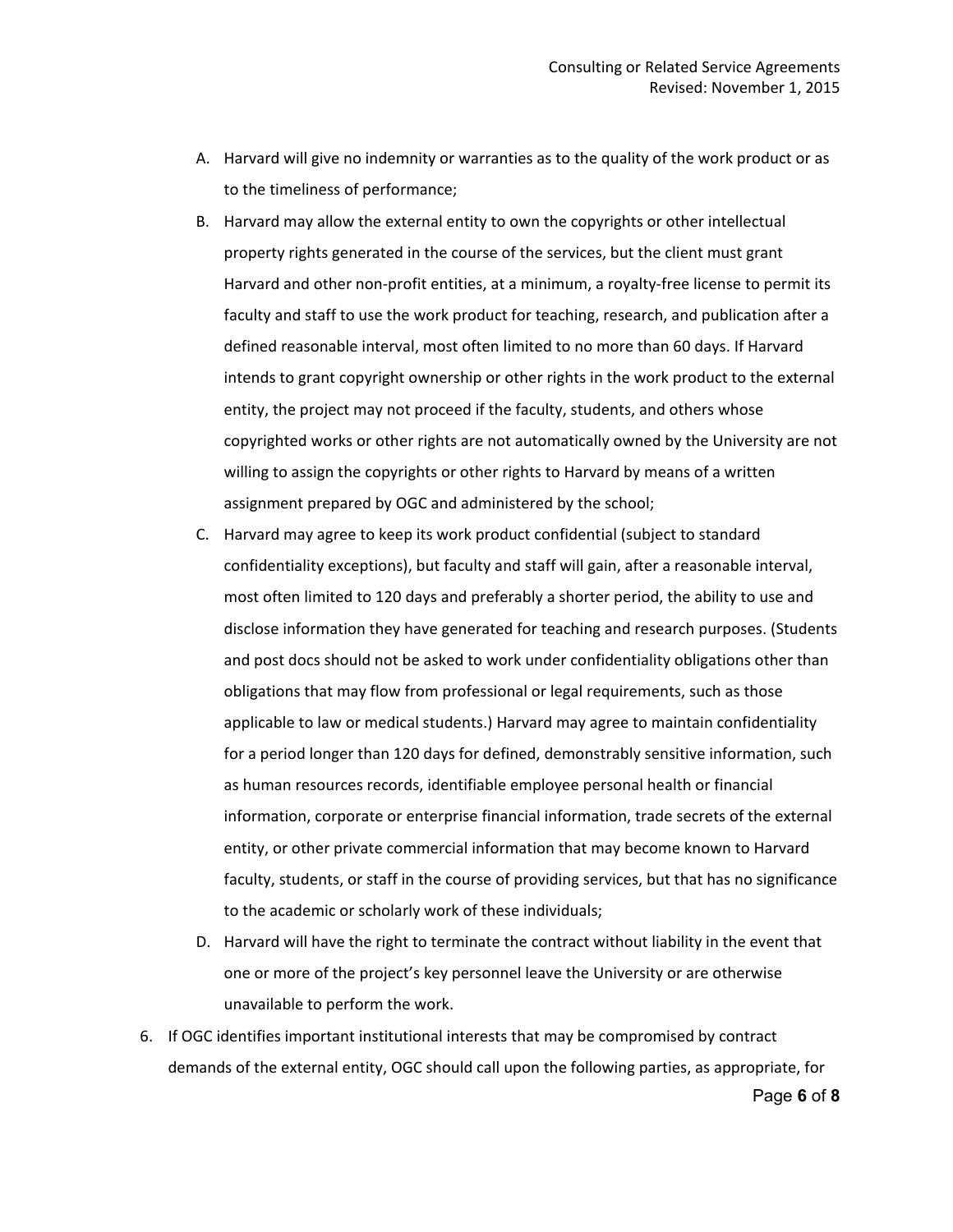A. Harvard will give no indemnity or warranties as to the quality of the work product or as to the timeliness of performance;

B. Harvard may allow the external entity to own the copyrights or other intellectual property rights generated in the course of the services, but the client must grant Harvard and other non-profit entities, at a minimum, a royalty-free license to permit its faculty and staff to use the work product for teaching, research, and publication after a defined reasonable interval, most often limited to no more than 60 days. If Harvard intends to grant copyright ownership or other rights in the work product to the external entity, the project may not proceed if the faculty, students, and others whose copyrighted works or other rights are not automatically owned by the University are not willing to assign the copyrights or other rights to Harvard by means of a written assignment prepared by OGC and administered by the school;

C. Harvard may agree to keep its work product confidential (subject to standard confidentiality exceptions), but faculty and staff will gain, after a reasonable interval, most often limited to 120 days and preferably a shorter period, the ability to use and disclose information they have generated for teaching and research purposes. (Students and post docs should not be asked to work under confidentiality obligations other than obligations that may flow from professional or legal requirements, such as those applicable to law or medical students.) Harvard may agree to maintain confidentiality for a period longer than 120 days for defined, demonstrably sensitive information, such as human resources records, identifiable employee personal health or financial information, corporate or enterprise financial information, trade secrets of the external entity, or other private commercial information that may become known to Harvard faculty, students, or staff in the course of providing services, but that has no significance to the academic or scholarly work of these individuals;

D. Harvard will have the right to terminate the contract without liability in the event that one or more of the project's key personnel leave the University or are otherwise unavailable to perform the work.

6. If OGC identifies important institutional interests that may be compromised by contract demands of the external entity, OGC should call upon the following parties, as appropriate, for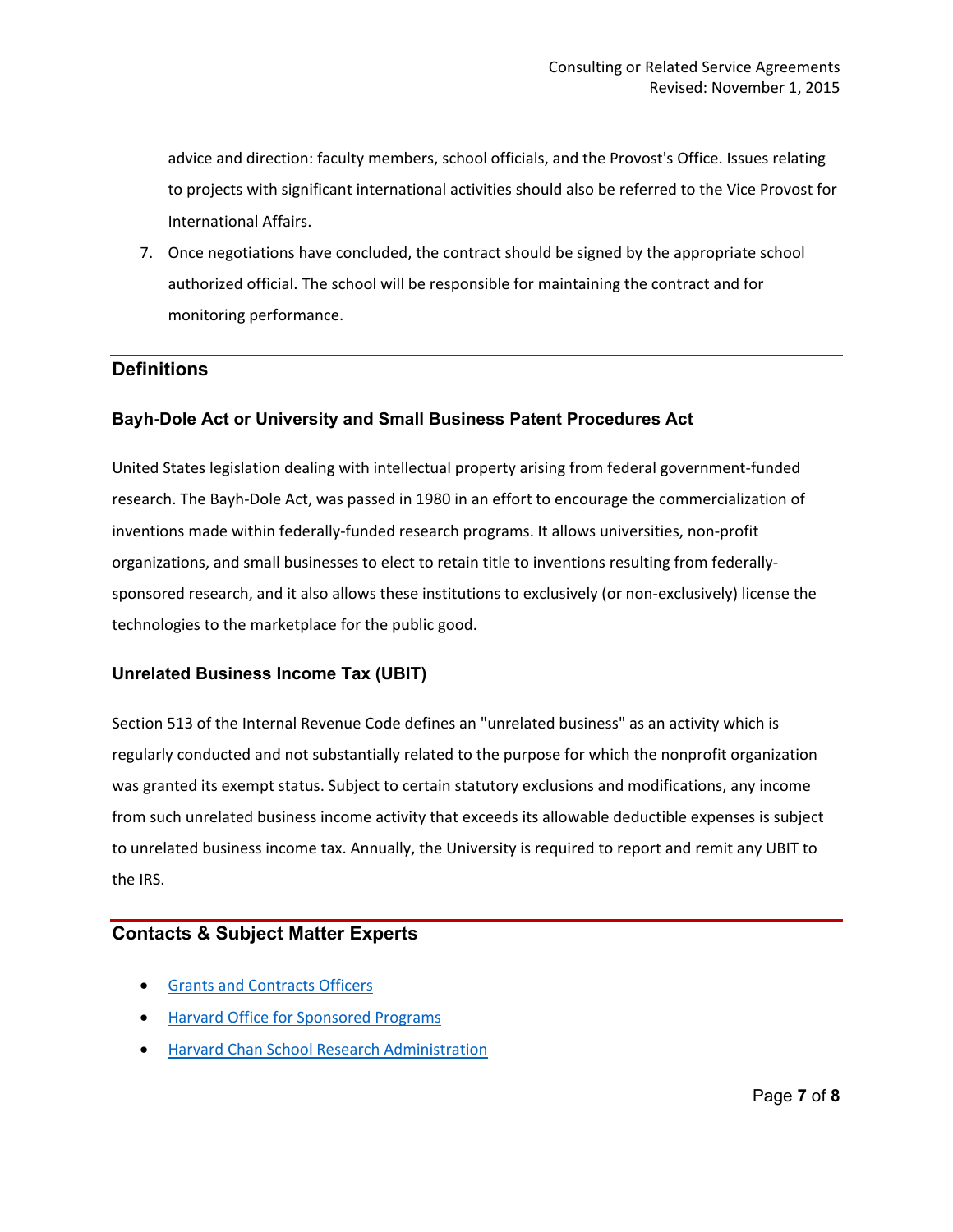advice and direction: faculty members, school officials, and the Provost's Office. Issues relating to projects with significant international activities should also be referred to the Vice Provost for International Affairs.

7. Once negotiations have concluded, the contract should be signed by the appropriate school authorized official. The school will be responsible for maintaining the contract and for monitoring performance.

## Definitions

### Bayh-Dole Act or University and Small Business Patent Procedures Act

United States legislation dealing with intellectual property arising from federal government-funded research. The Bayh-Dole Act, was passed in 1980 in an effort to encourage the commercialization of inventions made within federally-funded research programs. It allows universities, non-profit organizations, and small businesses to elect to retain title to inventions resulting from federally-sponsored research, and it also allows these institutions to exclusively (or non-exclusively) license the technologies to the marketplace for the public good.

### Unrelated Business Income Tax (UBIT)

Section 513 of the Internal Revenue Code defines an "unrelated business" as an activity which is regularly conducted and not substantially related to the purpose for which the nonprofit organization was granted its exempt status. Subject to certain statutory exclusions and modifications, any income from such unrelated business income activity that exceeds its allowable deductible expenses is subject to unrelated business income tax. Annually, the University is required to report and remit any UBIT to the IRS.

## Contacts & Subject Matter Experts

- Grants and Contracts Officers
- Harvard Office for Sponsored Programs
- Harvard Chan School Research Administration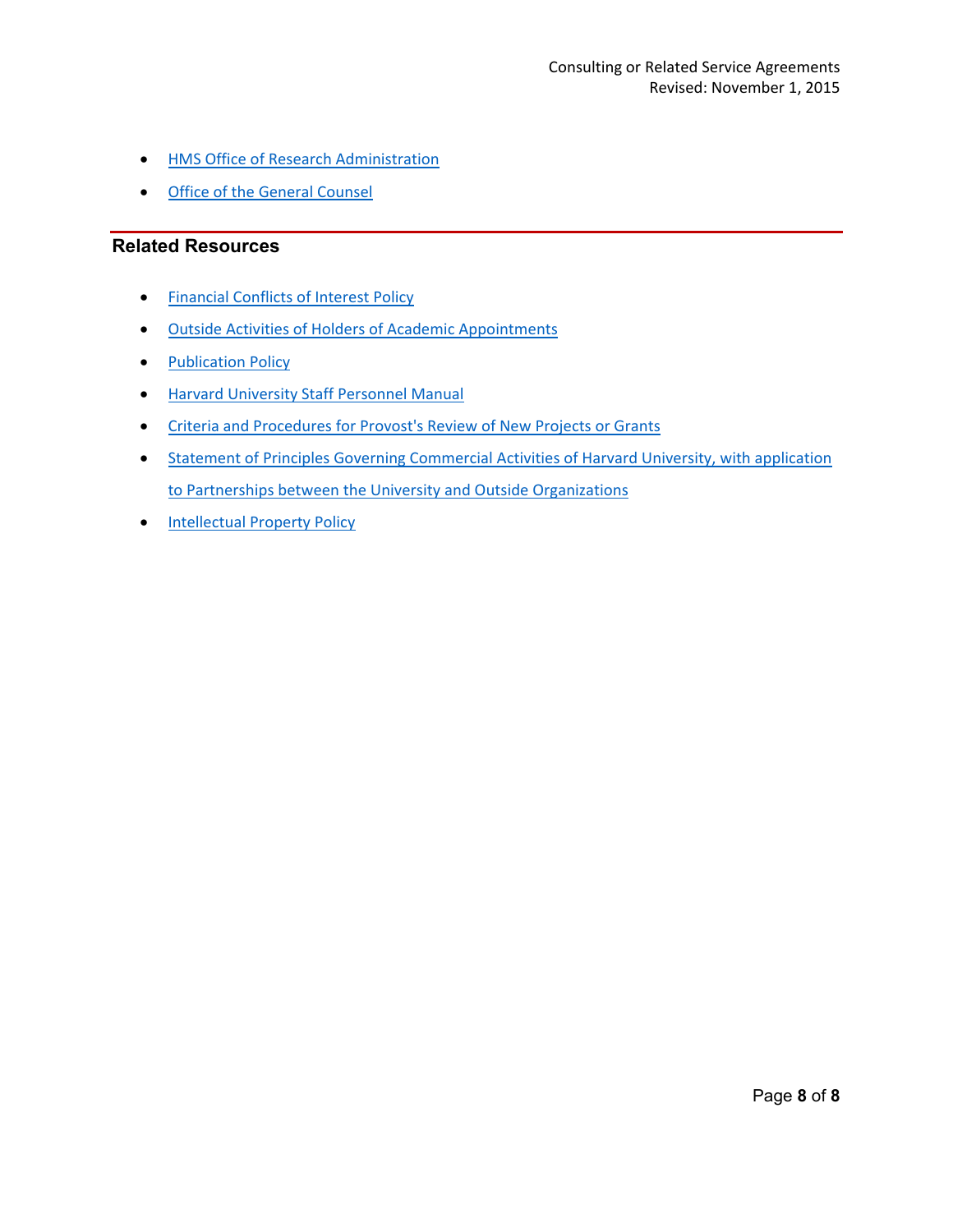- HMS Office of Research Administration
- Office of the General Counsel

## Related Resources

- Financial Conflicts of Interest Policy
- Outside Activities of Holders of Academic Appointments
- Publication Policy
- Harvard University Staff Personnel Manual
- Criteria and Procedures for Provost's Review of New Projects or Grants
- Statement of Principles Governing Commercial Activities of Harvard University, with application to Partnerships between the University and Outside Organizations
- Intellectual Property Policy